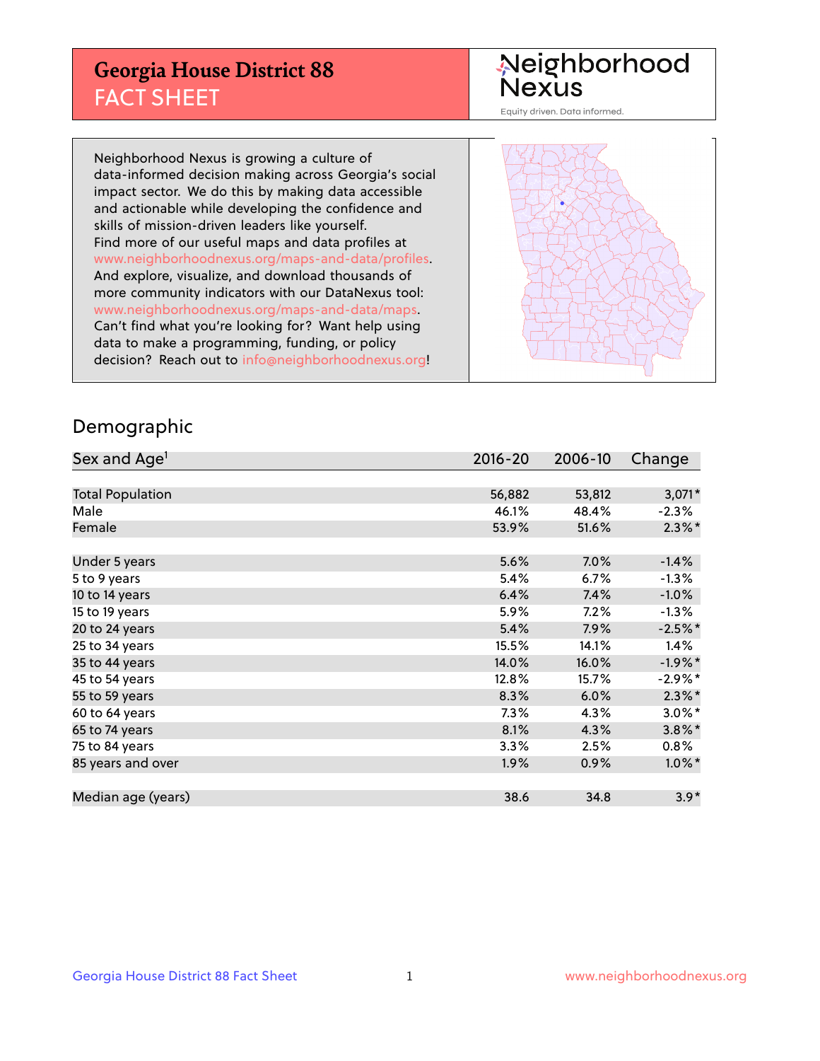# Georgia House District 88
## FACT SHEET

Neighborhood Nexus

Equity driven. Data informed.

Neighborhood Nexus is growing a culture of data-informed decision making across Georgia's social impact sector. We do this by making data accessible and actionable while developing the confidence and skills of mission-driven leaders like yourself. Find more of our useful maps and data profiles at www.neighborhoodnexus.org/maps-and-data/profiles. And explore, visualize, and download thousands of more community indicators with our DataNexus tool: www.neighborhoodnexus.org/maps-and-data/maps. Can't find what you're looking for? Want help using data to make a programming, funding, or policy decision? Reach out to info@neighborhoodnexus.org!

## Demographic

| Sex and Age[1] | 2016-20 | 2006-10 | Change |
|---|---|---|---|
| Total Population | 56,882 | 53,812 | 3,071* |
| Male | 46.1% | 48.4% | -2.3% |
| Female | 53.9% | 51.6% | 2.3%* |
| Under 5 years | 5.6% | 7.0% | -1.4% |
| 5 to 9 years | 5.4% | 6.7% | -1.3% |
| 10 to 14 years | 6.4% | 7.4% | -1.0% |
| 15 to 19 years | 5.9% | 7.2% | -1.3% |
| 20 to 24 years | 5.4% | 7.9% | -2.5%* |
| 25 to 34 years | 15.5% | 14.1% | 1.4% |
| 35 to 44 years | 14.0% | 16.0% | -1.9%* |
| 45 to 54 years | 12.8% | 15.7% | -2.9%* |
| 55 to 59 years | 8.3% | 6.0% | 2.3%* |
| 60 to 64 years | 7.3% | 4.3% | 3.0%* |
| 65 to 74 years | 8.1% | 4.3% | 3.8%* |
| 75 to 84 years | 3.3% | 2.5% | 0.8% |
| 85 years and over | 1.9% | 0.9% | 1.0%* |
| Median age (years) | 38.6 | 34.8 | 3.9* |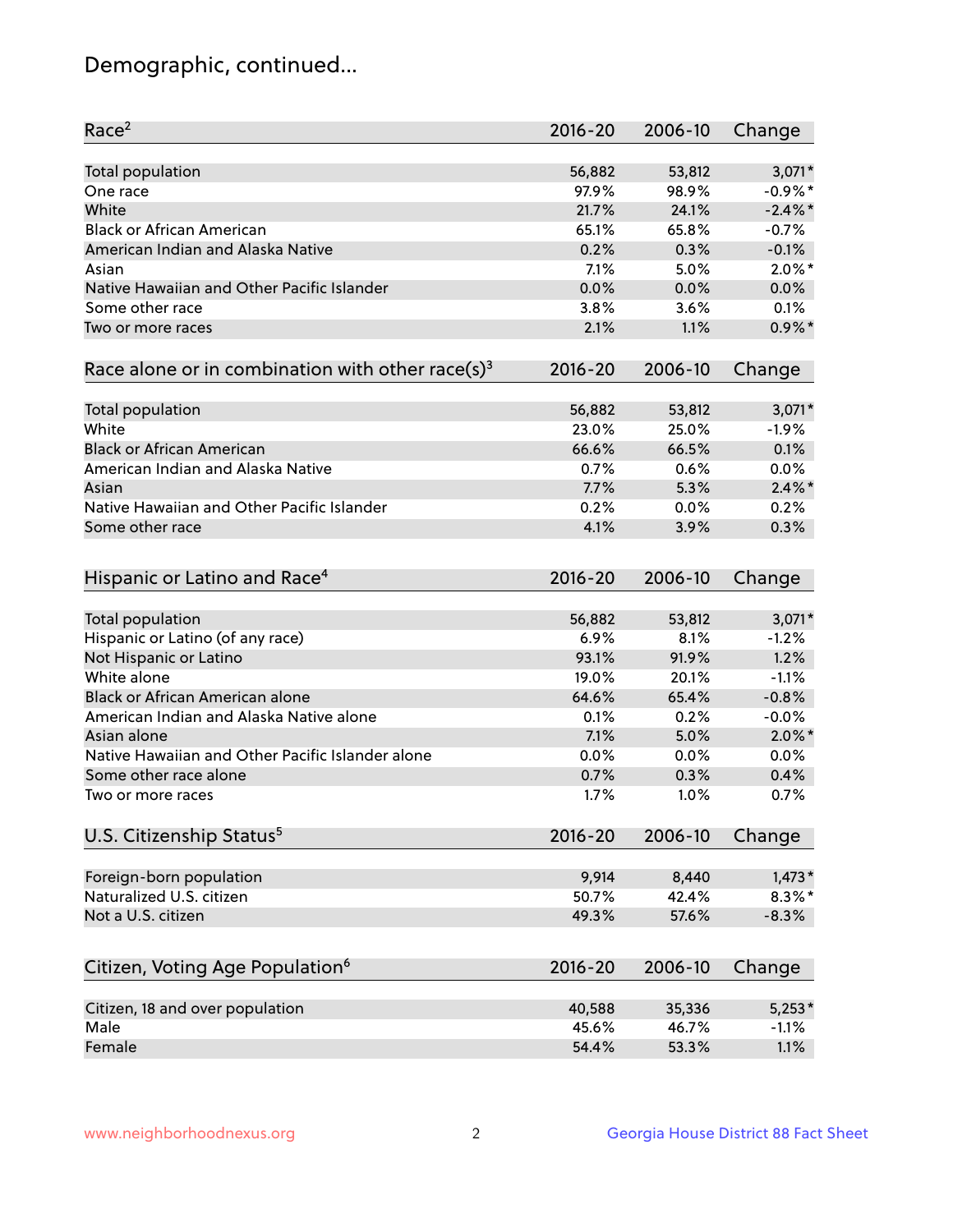# Demographic, continued...

| Race[2] | 2016-20 | 2006-10 | Change |
|---|---|---|---|
| Total population | 56,882 | 53,812 | 3,071* |
| One race | 97.9% | 98.9% | -0.9%* |
| White | 21.7% | 24.1% | -2.4%* |
| Black or African American | 65.1% | 65.8% | -0.7% |
| American Indian and Alaska Native | 0.2% | 0.3% | -0.1% |
| Asian | 7.1% | 5.0% | 2.0%* |
| Native Hawaiian and Other Pacific Islander | 0.0% | 0.0% | 0.0% |
| Some other race | 3.8% | 3.6% | 0.1% |
| Two or more races | 2.1% | 1.1% | 0.9%* |

| Race alone or in combination with other race(s)[3] | 2016-20 | 2006-10 | Change |
|---|---|---|---|
| Total population | 56,882 | 53,812 | 3,071* |
| White | 23.0% | 25.0% | -1.9% |
| Black or African American | 66.6% | 66.5% | 0.1% |
| American Indian and Alaska Native | 0.7% | 0.6% | 0.0% |
| Asian | 7.7% | 5.3% | 2.4%* |
| Native Hawaiian and Other Pacific Islander | 0.2% | 0.0% | 0.2% |
| Some other race | 4.1% | 3.9% | 0.3% |

| Hispanic or Latino and Race[4] | 2016-20 | 2006-10 | Change |
|---|---|---|---|
| Total population | 56,882 | 53,812 | 3,071* |
| Hispanic or Latino (of any race) | 6.9% | 8.1% | -1.2% |
| Not Hispanic or Latino | 93.1% | 91.9% | 1.2% |
| White alone | 19.0% | 20.1% | -1.1% |
| Black or African American alone | 64.6% | 65.4% | -0.8% |
| American Indian and Alaska Native alone | 0.1% | 0.2% | -0.0% |
| Asian alone | 7.1% | 5.0% | 2.0%* |
| Native Hawaiian and Other Pacific Islander alone | 0.0% | 0.0% | 0.0% |
| Some other race alone | 0.7% | 0.3% | 0.4% |
| Two or more races | 1.7% | 1.0% | 0.7% |

| U.S. Citizenship Status[5] | 2016-20 | 2006-10 | Change |
|---|---|---|---|
| Foreign-born population | 9,914 | 8,440 | 1,473* |
| Naturalized U.S. citizen | 50.7% | 42.4% | 8.3%* |
| Not a U.S. citizen | 49.3% | 57.6% | -8.3% |

| Citizen, Voting Age Population[6] | 2016-20 | 2006-10 | Change |
|---|---|---|---|
| Citizen, 18 and over population | 40,588 | 35,336 | 5,253* |
| Male | 45.6% | 46.7% | -1.1% |
| Female | 54.4% | 53.3% | 1.1% |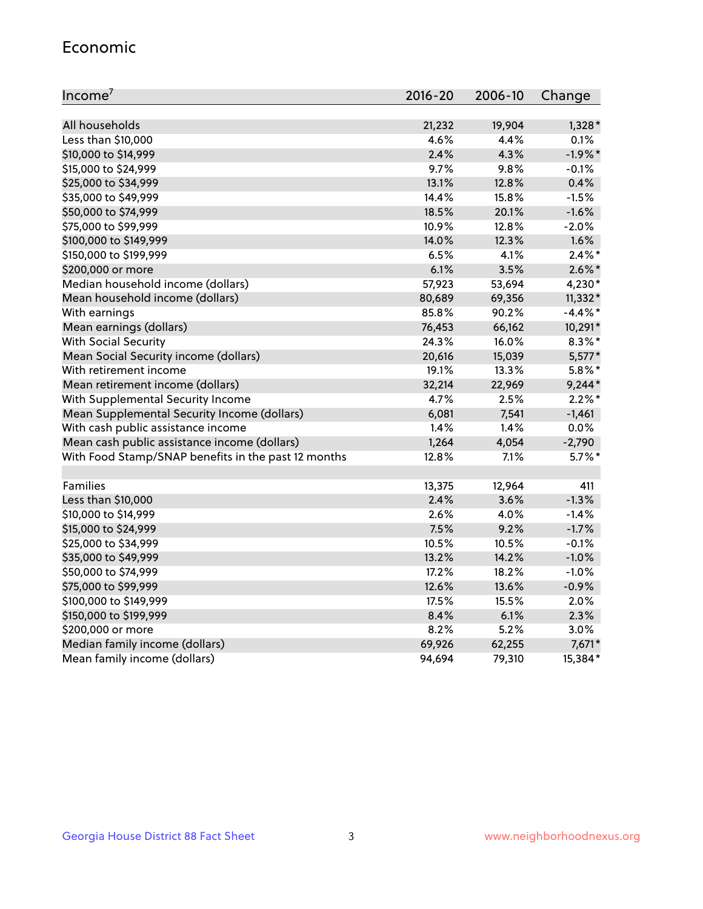## Economic

| Income[7] | 2016-20 | 2006-10 | Change |
|---|---|---|---|
| All households | 21,232 | 19,904 | 1,328* |
| Less than $10,000 | 4.6% | 4.4% | 0.1% |
| $10,000 to $14,999 | 2.4% | 4.3% | -1.9%* |
| $15,000 to $24,999 | 9.7% | 9.8% | -0.1% |
| $25,000 to $34,999 | 13.1% | 12.8% | 0.4% |
| $35,000 to $49,999 | 14.4% | 15.8% | -1.5% |
| $50,000 to $74,999 | 18.5% | 20.1% | -1.6% |
| $75,000 to $99,999 | 10.9% | 12.8% | -2.0% |
| $100,000 to $149,999 | 14.0% | 12.3% | 1.6% |
| $150,000 to $199,999 | 6.5% | 4.1% | 2.4%* |
| $200,000 or more | 6.1% | 3.5% | 2.6%* |
| Median household income (dollars) | 57,923 | 53,694 | 4,230* |
| Mean household income (dollars) | 80,689 | 69,356 | 11,332* |
| With earnings | 85.8% | 90.2% | -4.4%* |
| Mean earnings (dollars) | 76,453 | 66,162 | 10,291* |
| With Social Security | 24.3% | 16.0% | 8.3%* |
| Mean Social Security income (dollars) | 20,616 | 15,039 | 5,577* |
| With retirement income | 19.1% | 13.3% | 5.8%* |
| Mean retirement income (dollars) | 32,214 | 22,969 | 9,244* |
| With Supplemental Security Income | 4.7% | 2.5% | 2.2%* |
| Mean Supplemental Security Income (dollars) | 6,081 | 7,541 | -1,461 |
| With cash public assistance income | 1.4% | 1.4% | 0.0% |
| Mean cash public assistance income (dollars) | 1,264 | 4,054 | -2,790 |
| With Food Stamp/SNAP benefits in the past 12 months | 12.8% | 7.1% | 5.7%* |
| | | | |
| Families | 13,375 | 12,964 | 411 |
| Less than $10,000 | 2.4% | 3.6% | -1.3% |
| $10,000 to $14,999 | 2.6% | 4.0% | -1.4% |
| $15,000 to $24,999 | 7.5% | 9.2% | -1.7% |
| $25,000 to $34,999 | 10.5% | 10.5% | -0.1% |
| $35,000 to $49,999 | 13.2% | 14.2% | -1.0% |
| $50,000 to $74,999 | 17.2% | 18.2% | -1.0% |
| $75,000 to $99,999 | 12.6% | 13.6% | -0.9% |
| $100,000 to $149,999 | 17.5% | 15.5% | 2.0% |
| $150,000 to $199,999 | 8.4% | 6.1% | 2.3% |
| $200,000 or more | 8.2% | 5.2% | 3.0% |
| Median family income (dollars) | 69,926 | 62,255 | 7,671* |
| Mean family income (dollars) | 94,694 | 79,310 | 15,384* |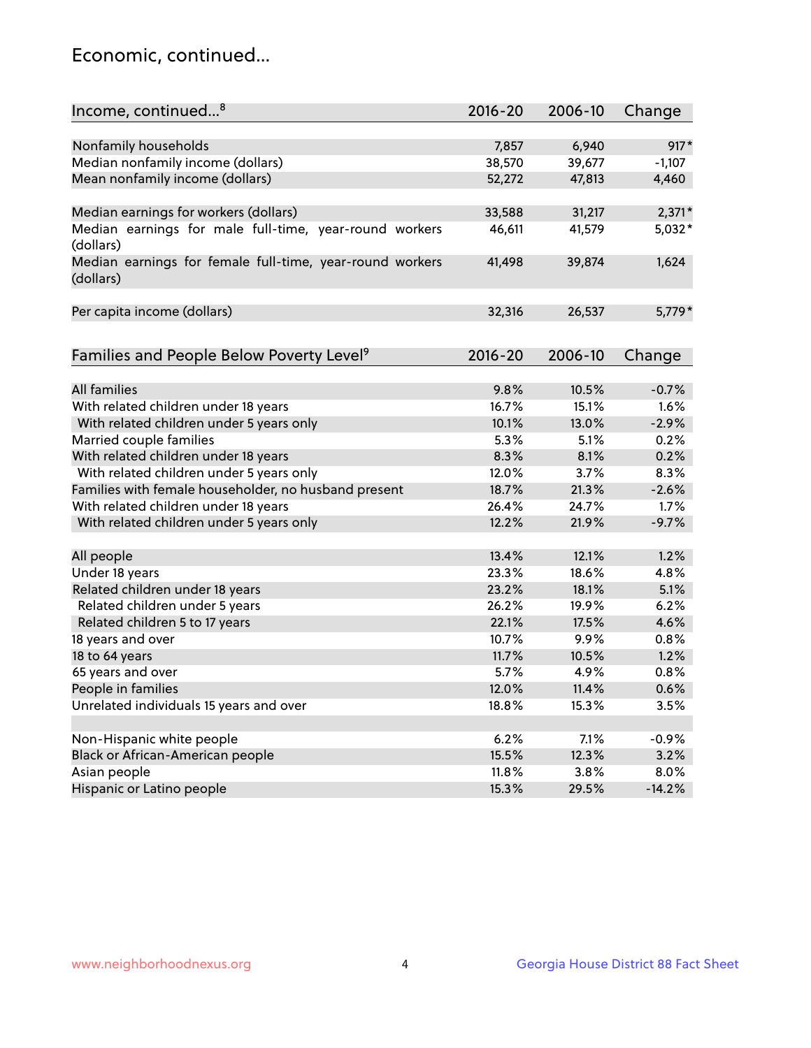## Economic, continued...

| Income, continued...[8] | 2016-20 | 2006-10 | Change |
|---|---|---|---|
| Nonfamily households | 7,857 | 6,940 | 917* |
| Median nonfamily income (dollars) | 38,570 | 39,677 | -1,107 |
| Mean nonfamily income (dollars) | 52,272 | 47,813 | 4,460 |
| Median earnings for workers (dollars) | 33,588 | 31,217 | 2,371* |
| Median earnings for male full-time, year-round workers (dollars) | 46,611 | 41,579 | 5,032* |
| Median earnings for female full-time, year-round workers (dollars) | 41,498 | 39,874 | 1,624 |
| Per capita income (dollars) | 32,316 | 26,537 | 5,779* |

| Families and People Below Poverty Level[9] | 2016-20 | 2006-10 | Change |
|---|---|---|---|
| All families | 9.8% | 10.5% | -0.7% |
| With related children under 18 years | 16.7% | 15.1% | 1.6% |
| With related children under 5 years only | 10.1% | 13.0% | -2.9% |
| Married couple families | 5.3% | 5.1% | 0.2% |
| With related children under 18 years | 8.3% | 8.1% | 0.2% |
| With related children under 5 years only | 12.0% | 3.7% | 8.3% |
| Families with female householder, no husband present | 18.7% | 21.3% | -2.6% |
| With related children under 18 years | 26.4% | 24.7% | 1.7% |
| With related children under 5 years only | 12.2% | 21.9% | -9.7% |
| All people | 13.4% | 12.1% | 1.2% |
| Under 18 years | 23.3% | 18.6% | 4.8% |
| Related children under 18 years | 23.2% | 18.1% | 5.1% |
| Related children under 5 years | 26.2% | 19.9% | 6.2% |
| Related children 5 to 17 years | 22.1% | 17.5% | 4.6% |
| 18 years and over | 10.7% | 9.9% | 0.8% |
| 18 to 64 years | 11.7% | 10.5% | 1.2% |
| 65 years and over | 5.7% | 4.9% | 0.8% |
| People in families | 12.0% | 11.4% | 0.6% |
| Unrelated individuals 15 years and over | 18.8% | 15.3% | 3.5% |
| Non-Hispanic white people | 6.2% | 7.1% | -0.9% |
| Black or African-American people | 15.5% | 12.3% | 3.2% |
| Asian people | 11.8% | 3.8% | 8.0% |
| Hispanic or Latino people | 15.3% | 29.5% | -14.2% |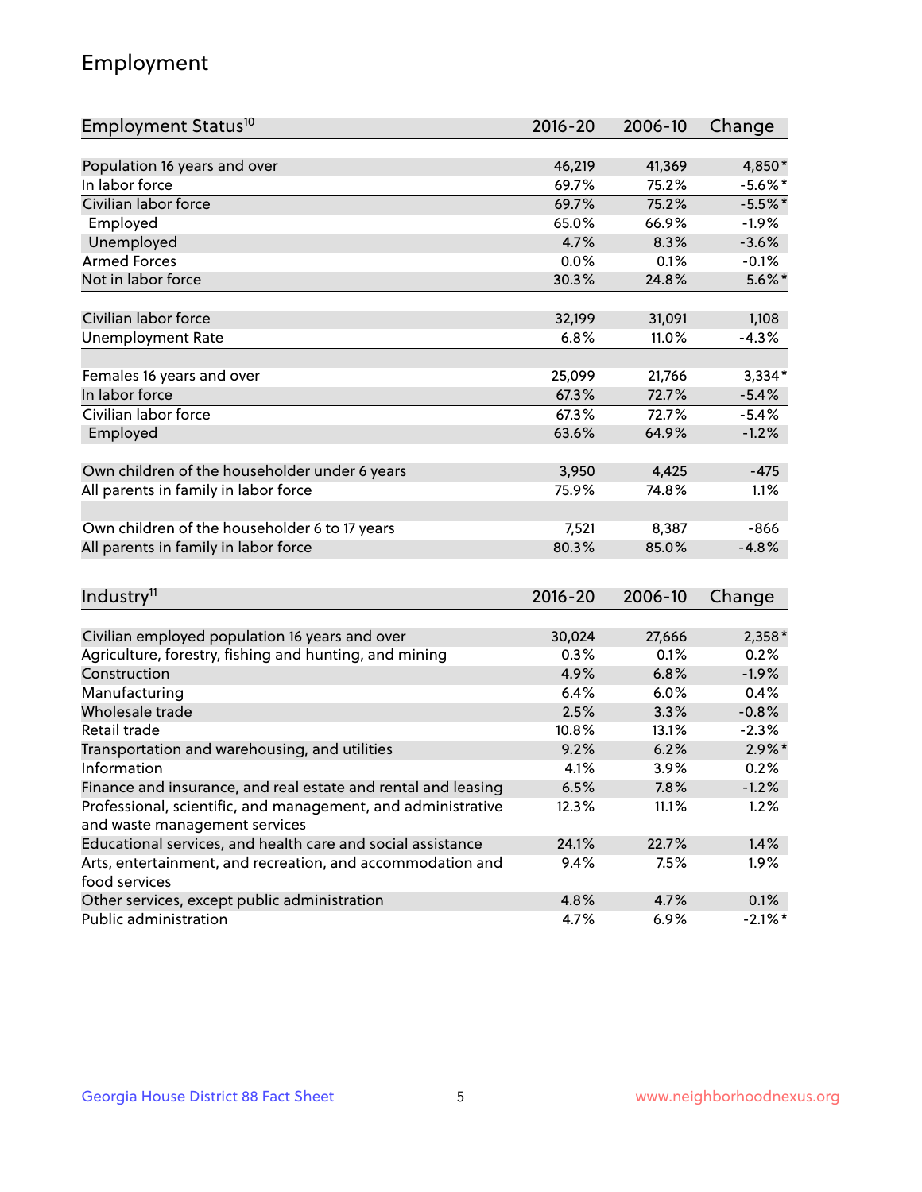# Employment

| Employment Status[10] | 2016-20 | 2006-10 | Change |
|---|---|---|---|
| Population 16 years and over | 46,219 | 41,369 | 4,850* |
| In labor force | 69.7% | 75.2% | -5.6%* |
| Civilian labor force | 69.7% | 75.2% | -5.5%* |
| Employed | 65.0% | 66.9% | -1.9% |
| Unemployed | 4.7% | 8.3% | -3.6% |
| Armed Forces | 0.0% | 0.1% | -0.1% |
| Not in labor force | 30.3% | 24.8% | 5.6%* |
| | | | |
| Civilian labor force | 32,199 | 31,091 | 1,108 |
| Unemployment Rate | 6.8% | 11.0% | -4.3% |
| | | | |
| Females 16 years and over | 25,099 | 21,766 | 3,334* |
| In labor force | 67.3% | 72.7% | -5.4% |
| Civilian labor force | 67.3% | 72.7% | -5.4% |
| Employed | 63.6% | 64.9% | -1.2% |
| | | | |
| Own children of the householder under 6 years | 3,950 | 4,425 | -475 |
| All parents in family in labor force | 75.9% | 74.8% | 1.1% |
| | | | |
| Own children of the householder 6 to 17 years | 7,521 | 8,387 | -866 |
| All parents in family in labor force | 80.3% | 85.0% | -4.8% |

| Industry[11] | 2016-20 | 2006-10 | Change |
|---|---|---|---|
| Civilian employed population 16 years and over | 30,024 | 27,666 | 2,358* |
| Agriculture, forestry, fishing and hunting, and mining | 0.3% | 0.1% | 0.2% |
| Construction | 4.9% | 6.8% | -1.9% |
| Manufacturing | 6.4% | 6.0% | 0.4% |
| Wholesale trade | 2.5% | 3.3% | -0.8% |
| Retail trade | 10.8% | 13.1% | -2.3% |
| Transportation and warehousing, and utilities | 9.2% | 6.2% | 2.9%* |
| Information | 4.1% | 3.9% | 0.2% |
| Finance and insurance, and real estate and rental and leasing | 6.5% | 7.8% | -1.2% |
| Professional, scientific, and management, and administrative and waste management services | 12.3% | 11.1% | 1.2% |
| Educational services, and health care and social assistance | 24.1% | 22.7% | 1.4% |
| Arts, entertainment, and recreation, and accommodation and food services | 9.4% | 7.5% | 1.9% |
| Other services, except public administration | 4.8% | 4.7% | 0.1% |
| Public administration | 4.7% | 6.9% | -2.1%* |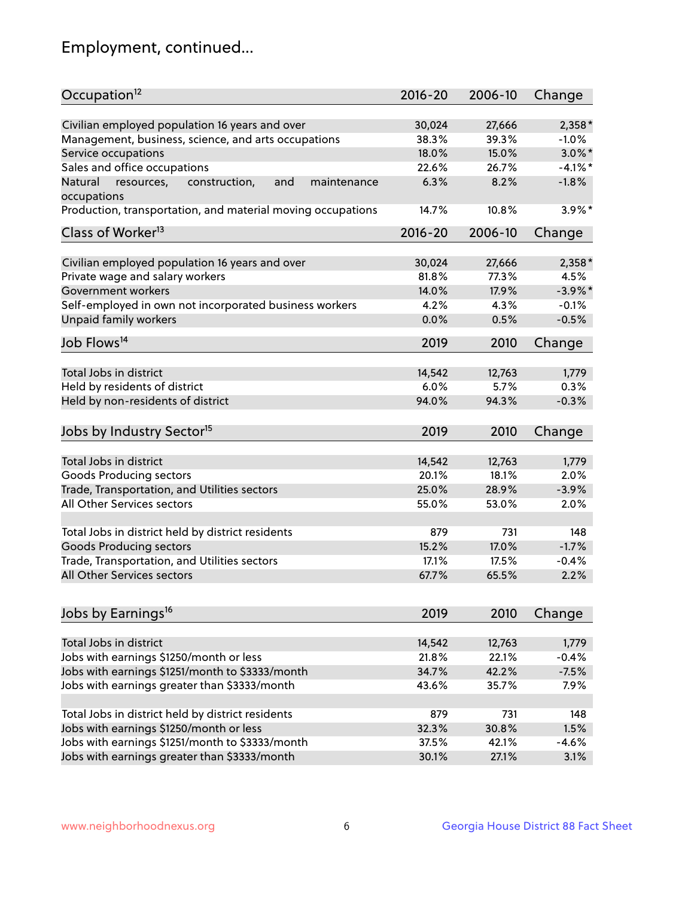## Employment, continued...

| Occupation[12] | 2016-20 | 2006-10 | Change |
|---|---|---|---|
| Civilian employed population 16 years and over | 30,024 | 27,666 | 2,358* |
| Management, business, science, and arts occupations | 38.3% | 39.3% | -1.0% |
| Service occupations | 18.0% | 15.0% | 3.0%* |
| Sales and office occupations | 22.6% | 26.7% | -4.1%* |
| Natural resources, construction, and maintenance occupations | 6.3% | 8.2% | -1.8% |
| Production, transportation, and material moving occupations | 14.7% | 10.8% | 3.9%* |

| Class of Worker[13] | 2016-20 | 2006-10 | Change |
|---|---|---|---|
| Civilian employed population 16 years and over | 30,024 | 27,666 | 2,358* |
| Private wage and salary workers | 81.8% | 77.3% | 4.5% |
| Government workers | 14.0% | 17.9% | -3.9%* |
| Self-employed in own not incorporated business workers | 4.2% | 4.3% | -0.1% |
| Unpaid family workers | 0.0% | 0.5% | -0.5% |

| Job Flows[14] | 2019 | 2010 | Change |
|---|---|---|---|
| Total Jobs in district | 14,542 | 12,763 | 1,779 |
| Held by residents of district | 6.0% | 5.7% | 0.3% |
| Held by non-residents of district | 94.0% | 94.3% | -0.3% |

| Jobs by Industry Sector[15] | 2019 | 2010 | Change |
|---|---|---|---|
| Total Jobs in district | 14,542 | 12,763 | 1,779 |
| Goods Producing sectors | 20.1% | 18.1% | 2.0% |
| Trade, Transportation, and Utilities sectors | 25.0% | 28.9% | -3.9% |
| All Other Services sectors | 55.0% | 53.0% | 2.0% |
| | | | |
| Total Jobs in district held by district residents | 879 | 731 | 148 |
| Goods Producing sectors | 15.2% | 17.0% | -1.7% |
| Trade, Transportation, and Utilities sectors | 17.1% | 17.5% | -0.4% |
| All Other Services sectors | 67.7% | 65.5% | 2.2% |

| Jobs by Earnings[16] | 2019 | 2010 | Change |
|---|---|---|---|
| Total Jobs in district | 14,542 | 12,763 | 1,779 |
| Jobs with earnings $1250/month or less | 21.8% | 22.1% | -0.4% |
| Jobs with earnings $1251/month to $3333/month | 34.7% | 42.2% | -7.5% |
| Jobs with earnings greater than $3333/month | 43.6% | 35.7% | 7.9% |
| | | | |
| Total Jobs in district held by district residents | 879 | 731 | 148 |
| Jobs with earnings $1250/month or less | 32.3% | 30.8% | 1.5% |
| Jobs with earnings $1251/month to $3333/month | 37.5% | 42.1% | -4.6% |
| Jobs with earnings greater than $3333/month | 30.1% | 27.1% | 3.1% |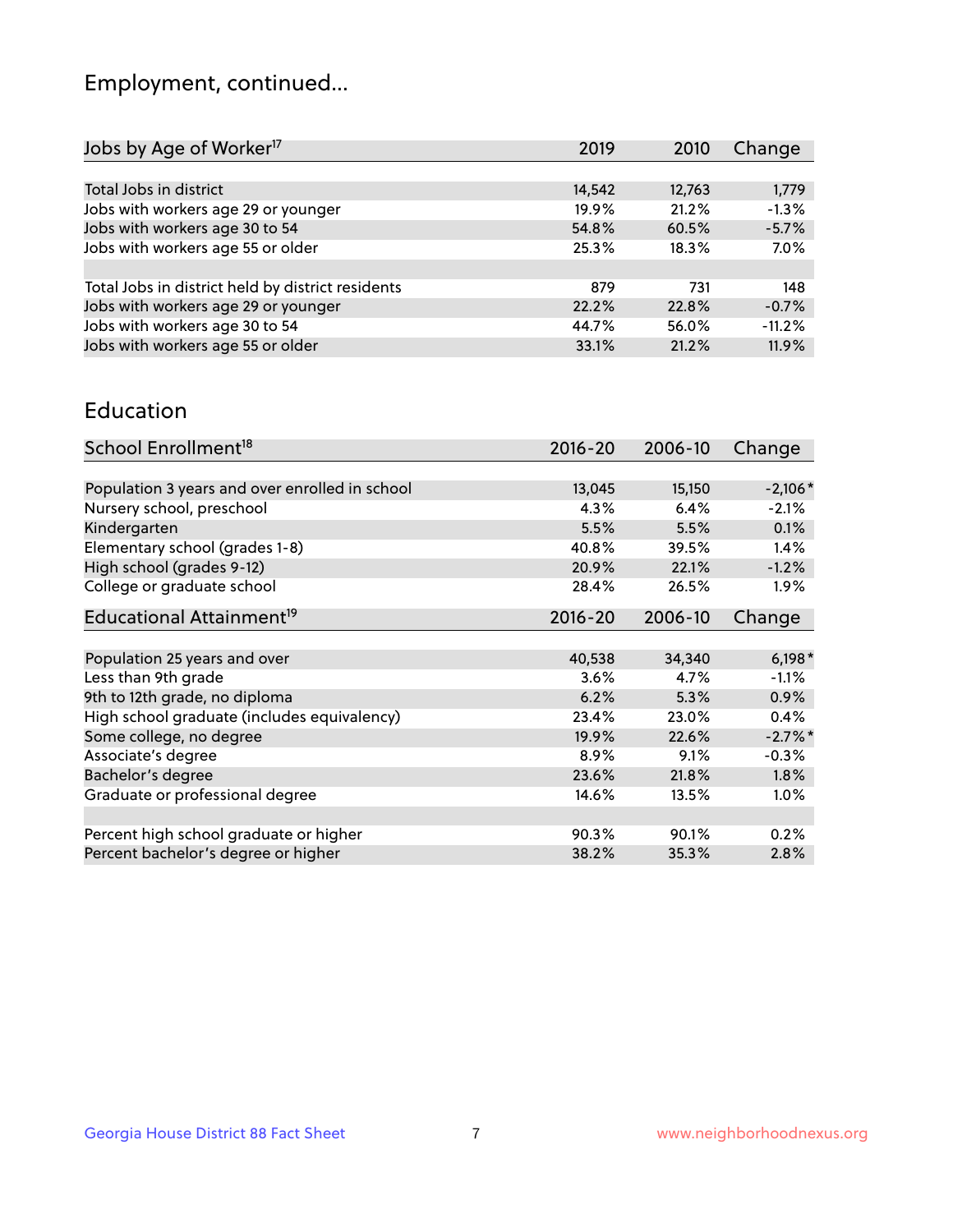# Employment, continued...

| Jobs by Age of Worker[17] | 2019 | 2010 | Change |
|---|---|---|---|
| Total Jobs in district | 14,542 | 12,763 | 1,779 |
| Jobs with workers age 29 or younger | 19.9% | 21.2% | -1.3% |
| Jobs with workers age 30 to 54 | 54.8% | 60.5% | -5.7% |
| Jobs with workers age 55 or older | 25.3% | 18.3% | 7.0% |
| | | | |
| Total Jobs in district held by district residents | 879 | 731 | 148 |
| Jobs with workers age 29 or younger | 22.2% | 22.8% | -0.7% |
| Jobs with workers age 30 to 54 | 44.7% | 56.0% | -11.2% |
| Jobs with workers age 55 or older | 33.1% | 21.2% | 11.9% |

## Education

| School Enrollment[18] | 2016-20 | 2006-10 | Change |
|---|---|---|---|
| Population 3 years and over enrolled in school | 13,045 | 15,150 | -2,106* |
| Nursery school, preschool | 4.3% | 6.4% | -2.1% |
| Kindergarten | 5.5% | 5.5% | 0.1% |
| Elementary school (grades 1-8) | 40.8% | 39.5% | 1.4% |
| High school (grades 9-12) | 20.9% | 22.1% | -1.2% |
| College or graduate school | 28.4% | 26.5% | 1.9% |

| Educational Attainment[19] | 2016-20 | 2006-10 | Change |
|---|---|---|---|
| Population 25 years and over | 40,538 | 34,340 | 6,198* |
| Less than 9th grade | 3.6% | 4.7% | -1.1% |
| 9th to 12th grade, no diploma | 6.2% | 5.3% | 0.9% |
| High school graduate (includes equivalency) | 23.4% | 23.0% | 0.4% |
| Some college, no degree | 19.9% | 22.6% | -2.7%* |
| Associate's degree | 8.9% | 9.1% | -0.3% |
| Bachelor's degree | 23.6% | 21.8% | 1.8% |
| Graduate or professional degree | 14.6% | 13.5% | 1.0% |
| | | | |
| Percent high school graduate or higher | 90.3% | 90.1% | 0.2% |
| Percent bachelor's degree or higher | 38.2% | 35.3% | 2.8% |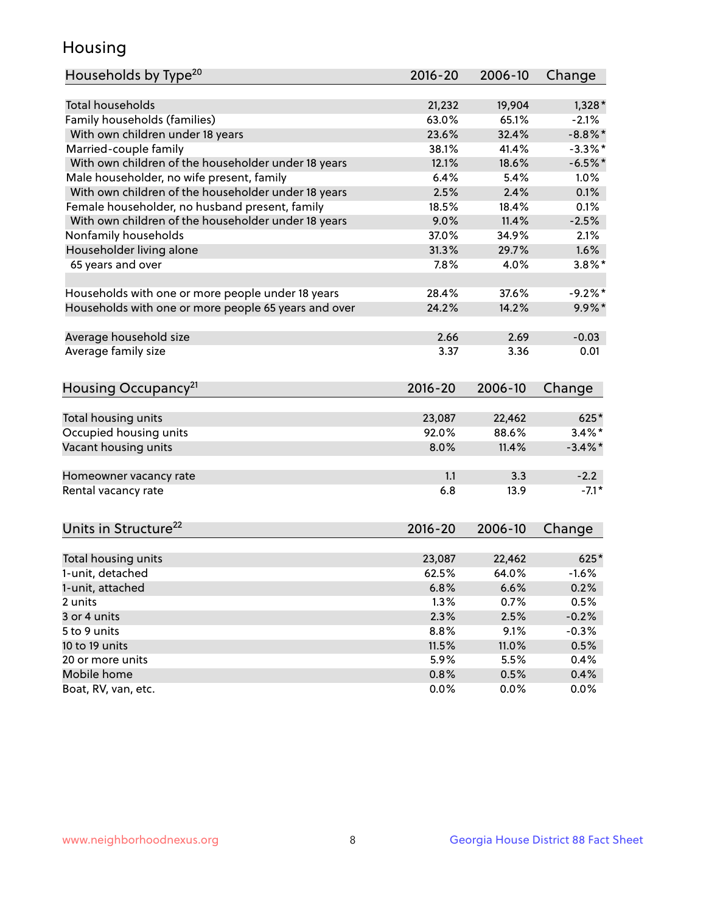## Housing

| Households by Type[20] | 2016-20 | 2006-10 | Change |
|---|---|---|---|
| Total households | 21,232 | 19,904 | 1,328* |
| Family households (families) | 63.0% | 65.1% | -2.1% |
| With own children under 18 years | 23.6% | 32.4% | -8.8%* |
| Married-couple family | 38.1% | 41.4% | -3.3%* |
| With own children of the householder under 18 years | 12.1% | 18.6% | -6.5%* |
| Male householder, no wife present, family | 6.4% | 5.4% | 1.0% |
| With own children of the householder under 18 years | 2.5% | 2.4% | 0.1% |
| Female householder, no husband present, family | 18.5% | 18.4% | 0.1% |
| With own children of the householder under 18 years | 9.0% | 11.4% | -2.5% |
| Nonfamily households | 37.0% | 34.9% | 2.1% |
| Householder living alone | 31.3% | 29.7% | 1.6% |
| 65 years and over | 7.8% | 4.0% | 3.8%* |
| | | | |
| Households with one or more people under 18 years | 28.4% | 37.6% | -9.2%* |
| Households with one or more people 65 years and over | 24.2% | 14.2% | 9.9%* |
| | | | |
| Average household size | 2.66 | 2.69 | -0.03 |
| Average family size | 3.37 | 3.36 | 0.01 |

| Housing Occupancy[21] | 2016-20 | 2006-10 | Change |
|---|---|---|---|
| Total housing units | 23,087 | 22,462 | 625* |
| Occupied housing units | 92.0% | 88.6% | 3.4%* |
| Vacant housing units | 8.0% | 11.4% | -3.4%* |
| | | | |
| Homeowner vacancy rate | 1.1 | 3.3 | -2.2 |
| Rental vacancy rate | 6.8 | 13.9 | -7.1* |

| Units in Structure[22] | 2016-20 | 2006-10 | Change |
|---|---|---|---|
| Total housing units | 23,087 | 22,462 | 625* |
| 1-unit, detached | 62.5% | 64.0% | -1.6% |
| 1-unit, attached | 6.8% | 6.6% | 0.2% |
| 2 units | 1.3% | 0.7% | 0.5% |
| 3 or 4 units | 2.3% | 2.5% | -0.2% |
| 5 to 9 units | 8.8% | 9.1% | -0.3% |
| 10 to 19 units | 11.5% | 11.0% | 0.5% |
| 20 or more units | 5.9% | 5.5% | 0.4% |
| Mobile home | 0.8% | 0.5% | 0.4% |
| Boat, RV, van, etc. | 0.0% | 0.0% | 0.0% |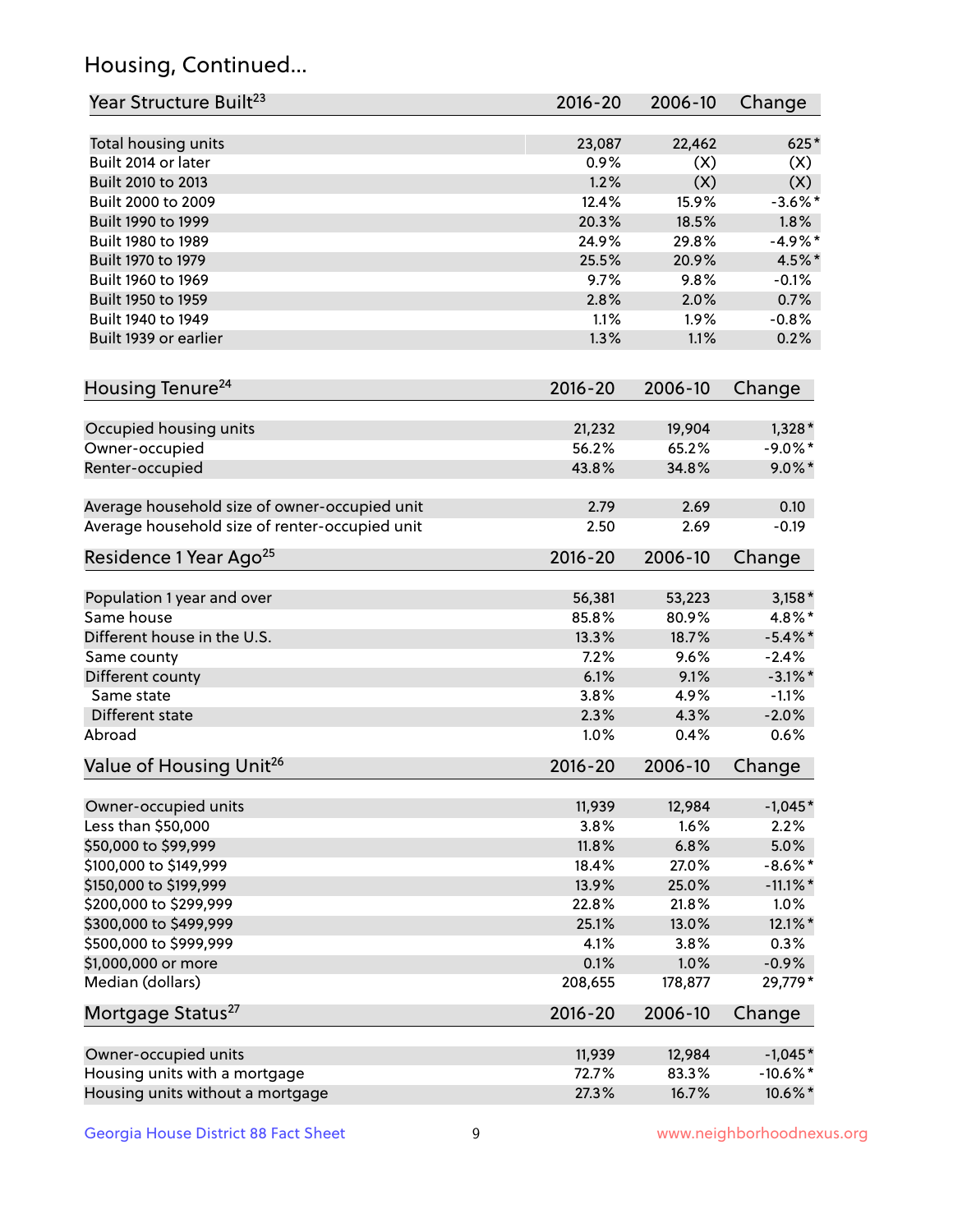## Housing, Continued...

| Year Structure Built[23] | 2016-20 | 2006-10 | Change |
|---|---|---|---|
| Total housing units | 23,087 | 22,462 | 625* |
| Built 2014 or later | 0.9% | (X) | (X) |
| Built 2010 to 2013 | 1.2% | (X) | (X) |
| Built 2000 to 2009 | 12.4% | 15.9% | -3.6%* |
| Built 1990 to 1999 | 20.3% | 18.5% | 1.8% |
| Built 1980 to 1989 | 24.9% | 29.8% | -4.9%* |
| Built 1970 to 1979 | 25.5% | 20.9% | 4.5%* |
| Built 1960 to 1969 | 9.7% | 9.8% | -0.1% |
| Built 1950 to 1959 | 2.8% | 2.0% | 0.7% |
| Built 1940 to 1949 | 1.1% | 1.9% | -0.8% |
| Built 1939 or earlier | 1.3% | 1.1% | 0.2% |

| Housing Tenure[24] | 2016-20 | 2006-10 | Change |
|---|---|---|---|
| Occupied housing units | 21,232 | 19,904 | 1,328* |
| Owner-occupied | 56.2% | 65.2% | -9.0%* |
| Renter-occupied | 43.8% | 34.8% | 9.0%* |
| Average household size of owner-occupied unit | 2.79 | 2.69 | 0.10 |
| Average household size of renter-occupied unit | 2.50 | 2.69 | -0.19 |

| Residence 1 Year Ago[25] | 2016-20 | 2006-10 | Change |
|---|---|---|---|
| Population 1 year and over | 56,381 | 53,223 | 3,158* |
| Same house | 85.8% | 80.9% | 4.8%* |
| Different house in the U.S. | 13.3% | 18.7% | -5.4%* |
| Same county | 7.2% | 9.6% | -2.4% |
| Different county | 6.1% | 9.1% | -3.1%* |
| Same state | 3.8% | 4.9% | -1.1% |
| Different state | 2.3% | 4.3% | -2.0% |
| Abroad | 1.0% | 0.4% | 0.6% |

| Value of Housing Unit[26] | 2016-20 | 2006-10 | Change |
|---|---|---|---|
| Owner-occupied units | 11,939 | 12,984 | -1,045* |
| Less than $50,000 | 3.8% | 1.6% | 2.2% |
| $50,000 to $99,999 | 11.8% | 6.8% | 5.0% |
| $100,000 to $149,999 | 18.4% | 27.0% | -8.6%* |
| $150,000 to $199,999 | 13.9% | 25.0% | -11.1%* |
| $200,000 to $299,999 | 22.8% | 21.8% | 1.0% |
| $300,000 to $499,999 | 25.1% | 13.0% | 12.1%* |
| $500,000 to $999,999 | 4.1% | 3.8% | 0.3% |
| $1,000,000 or more | 0.1% | 1.0% | -0.9% |
| Median (dollars) | 208,655 | 178,877 | 29,779* |

| Mortgage Status[27] | 2016-20 | 2006-10 | Change |
|---|---|---|---|
| Owner-occupied units | 11,939 | 12,984 | -1,045* |
| Housing units with a mortgage | 72.7% | 83.3% | -10.6%* |
| Housing units without a mortgage | 27.3% | 16.7% | 10.6%* |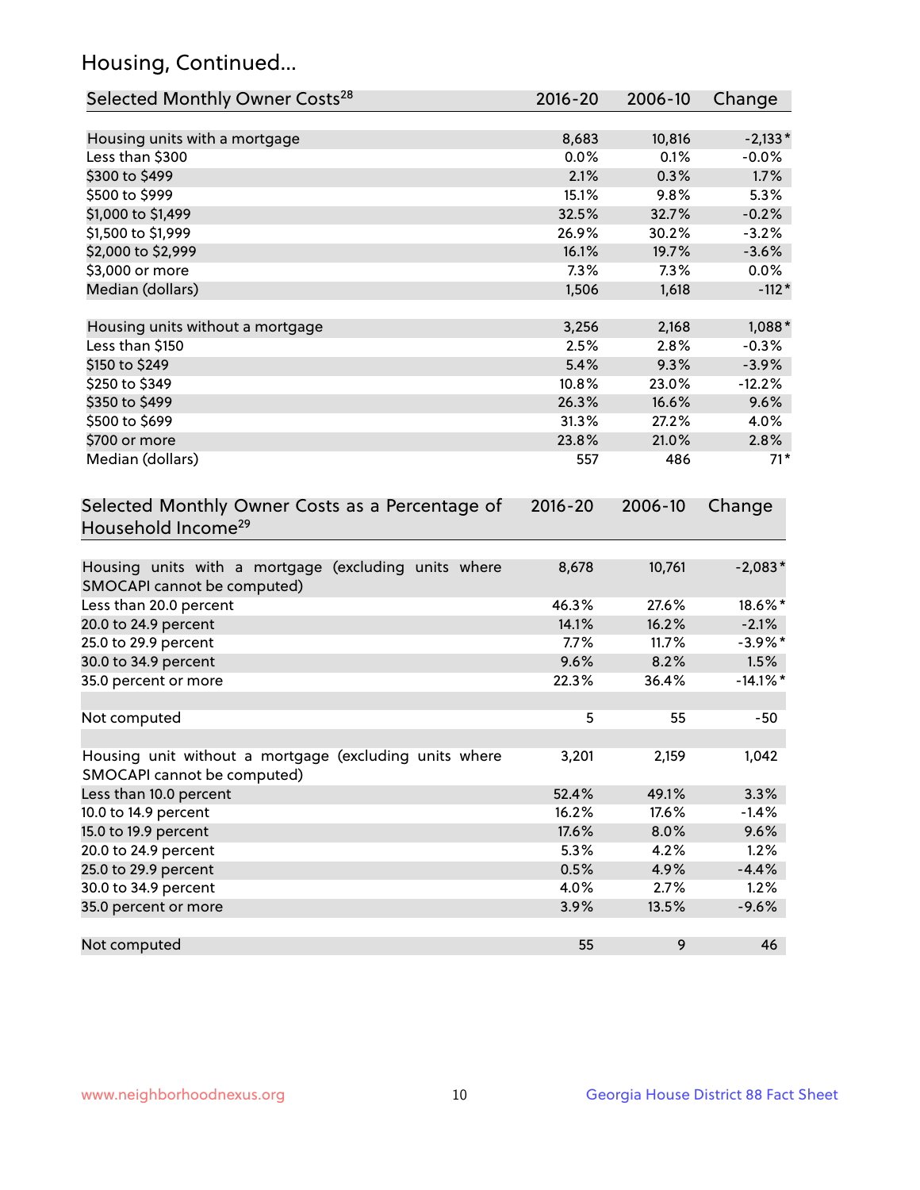## Housing, Continued...

| Selected Monthly Owner Costs[28] | 2016-20 | 2006-10 | Change |
|---|---|---|---|
| Housing units with a mortgage | 8,683 | 10,816 | -2,133* |
| Less than $300 | 0.0% | 0.1% | -0.0% |
| $300 to $499 | 2.1% | 0.3% | 1.7% |
| $500 to $999 | 15.1% | 9.8% | 5.3% |
| $1,000 to $1,499 | 32.5% | 32.7% | -0.2% |
| $1,500 to $1,999 | 26.9% | 30.2% | -3.2% |
| $2,000 to $2,999 | 16.1% | 19.7% | -3.6% |
| $3,000 or more | 7.3% | 7.3% | 0.0% |
| Median (dollars) | 1,506 | 1,618 | -112* |
| Housing units without a mortgage | 3,256 | 2,168 | 1,088* |
| Less than $150 | 2.5% | 2.8% | -0.3% |
| $150 to $249 | 5.4% | 9.3% | -3.9% |
| $250 to $349 | 10.8% | 23.0% | -12.2% |
| $350 to $499 | 26.3% | 16.6% | 9.6% |
| $500 to $699 | 31.3% | 27.2% | 4.0% |
| $700 or more | 23.8% | 21.0% | 2.8% |
| Median (dollars) | 557 | 486 | 71* |

| Selected Monthly Owner Costs as a Percentage of Household Income[29] | 2016-20 | 2006-10 | Change |
|---|---|---|---|
| Housing units with a mortgage (excluding units where SMOCAPI cannot be computed) | 8,678 | 10,761 | -2,083* |
| Less than 20.0 percent | 46.3% | 27.6% | 18.6%* |
| 20.0 to 24.9 percent | 14.1% | 16.2% | -2.1% |
| 25.0 to 29.9 percent | 7.7% | 11.7% | -3.9%* |
| 30.0 to 34.9 percent | 9.6% | 8.2% | 1.5% |
| 35.0 percent or more | 22.3% | 36.4% | -14.1%* |
| Not computed | 5 | 55 | -50 |
| Housing unit without a mortgage (excluding units where SMOCAPI cannot be computed) | 3,201 | 2,159 | 1,042 |
| Less than 10.0 percent | 52.4% | 49.1% | 3.3% |
| 10.0 to 14.9 percent | 16.2% | 17.6% | -1.4% |
| 15.0 to 19.9 percent | 17.6% | 8.0% | 9.6% |
| 20.0 to 24.9 percent | 5.3% | 4.2% | 1.2% |
| 25.0 to 29.9 percent | 0.5% | 4.9% | -4.4% |
| 30.0 to 34.9 percent | 4.0% | 2.7% | 1.2% |
| 35.0 percent or more | 3.9% | 13.5% | -9.6% |
| Not computed | 55 | 9 | 46 |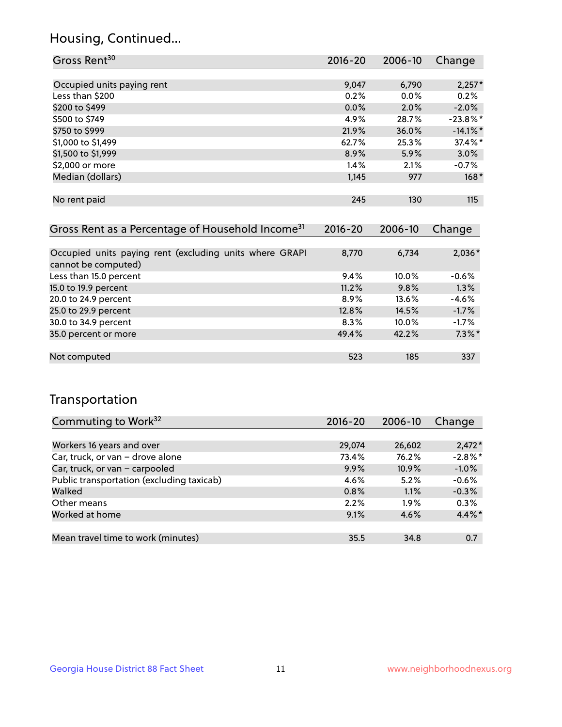## Housing, Continued...

| Gross Rent[30] | 2016-20 | 2006-10 | Change |
|---|---|---|---|
| Occupied units paying rent | 9,047 | 6,790 | 2,257* |
| Less than $200 | 0.2% | 0.0% | 0.2% |
| $200 to $499 | 0.0% | 2.0% | -2.0% |
| $500 to $749 | 4.9% | 28.7% | -23.8%* |
| $750 to $999 | 21.9% | 36.0% | -14.1%* |
| $1,000 to $1,499 | 62.7% | 25.3% | 37.4%* |
| $1,500 to $1,999 | 8.9% | 5.9% | 3.0% |
| $2,000 or more | 1.4% | 2.1% | -0.7% |
| Median (dollars) | 1,145 | 977 | 168* |
| No rent paid | 245 | 130 | 115 |

| Gross Rent as a Percentage of Household Income[31] | 2016-20 | 2006-10 | Change |
|---|---|---|---|
| Occupied units paying rent (excluding units where GRAPI cannot be computed) | 8,770 | 6,734 | 2,036* |
| Less than 15.0 percent | 9.4% | 10.0% | -0.6% |
| 15.0 to 19.9 percent | 11.2% | 9.8% | 1.3% |
| 20.0 to 24.9 percent | 8.9% | 13.6% | -4.6% |
| 25.0 to 29.9 percent | 12.8% | 14.5% | -1.7% |
| 30.0 to 34.9 percent | 8.3% | 10.0% | -1.7% |
| 35.0 percent or more | 49.4% | 42.2% | 7.3%* |
| Not computed | 523 | 185 | 337 |

## Transportation

| Commuting to Work[32] | 2016-20 | 2006-10 | Change |
|---|---|---|---|
| Workers 16 years and over | 29,074 | 26,602 | 2,472* |
| Car, truck, or van – drove alone | 73.4% | 76.2% | -2.8%* |
| Car, truck, or van – carpooled | 9.9% | 10.9% | -1.0% |
| Public transportation (excluding taxicab) | 4.6% | 5.2% | -0.6% |
| Walked | 0.8% | 1.1% | -0.3% |
| Other means | 2.2% | 1.9% | 0.3% |
| Worked at home | 9.1% | 4.6% | 4.4%* |
| Mean travel time to work (minutes) | 35.5 | 34.8 | 0.7 |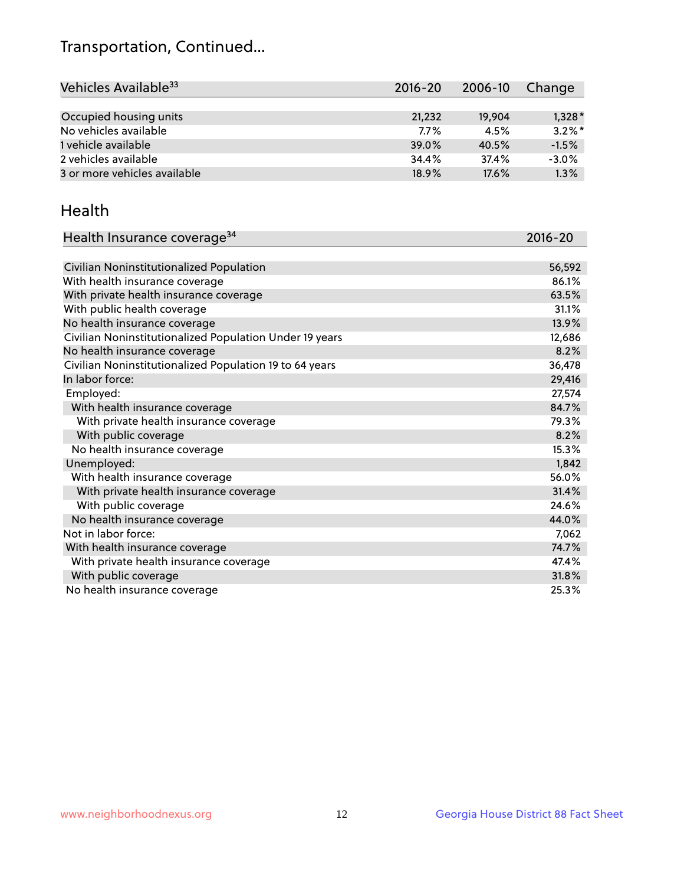## Transportation, Continued...

| Vehicles Available[33] | 2016-20 | 2006-10 | Change |
|---|---|---|---|
| Occupied housing units | 21,232 | 19,904 | 1,328* |
| No vehicles available | 7.7% | 4.5% | 3.2%* |
| 1 vehicle available | 39.0% | 40.5% | -1.5% |
| 2 vehicles available | 34.4% | 37.4% | -3.0% |
| 3 or more vehicles available | 18.9% | 17.6% | 1.3% |

## Health

| Health Insurance coverage[34] | 2016-20 |
|---|---|
| Civilian Noninstitutionalized Population | 56,592 |
| With health insurance coverage | 86.1% |
| With private health insurance coverage | 63.5% |
| With public health coverage | 31.1% |
| No health insurance coverage | 13.9% |
| Civilian Noninstitutionalized Population Under 19 years | 12,686 |
| No health insurance coverage | 8.2% |
| Civilian Noninstitutionalized Population 19 to 64 years | 36,478 |
| In labor force: | 29,416 |
| Employed: | 27,574 |
| With health insurance coverage | 84.7% |
| With private health insurance coverage | 79.3% |
| With public coverage | 8.2% |
| No health insurance coverage | 15.3% |
| Unemployed: | 1,842 |
| With health insurance coverage | 56.0% |
| With private health insurance coverage | 31.4% |
| With public coverage | 24.6% |
| No health insurance coverage | 44.0% |
| Not in labor force: | 7,062 |
| With health insurance coverage | 74.7% |
| With private health insurance coverage | 47.4% |
| With public coverage | 31.8% |
| No health insurance coverage | 25.3% |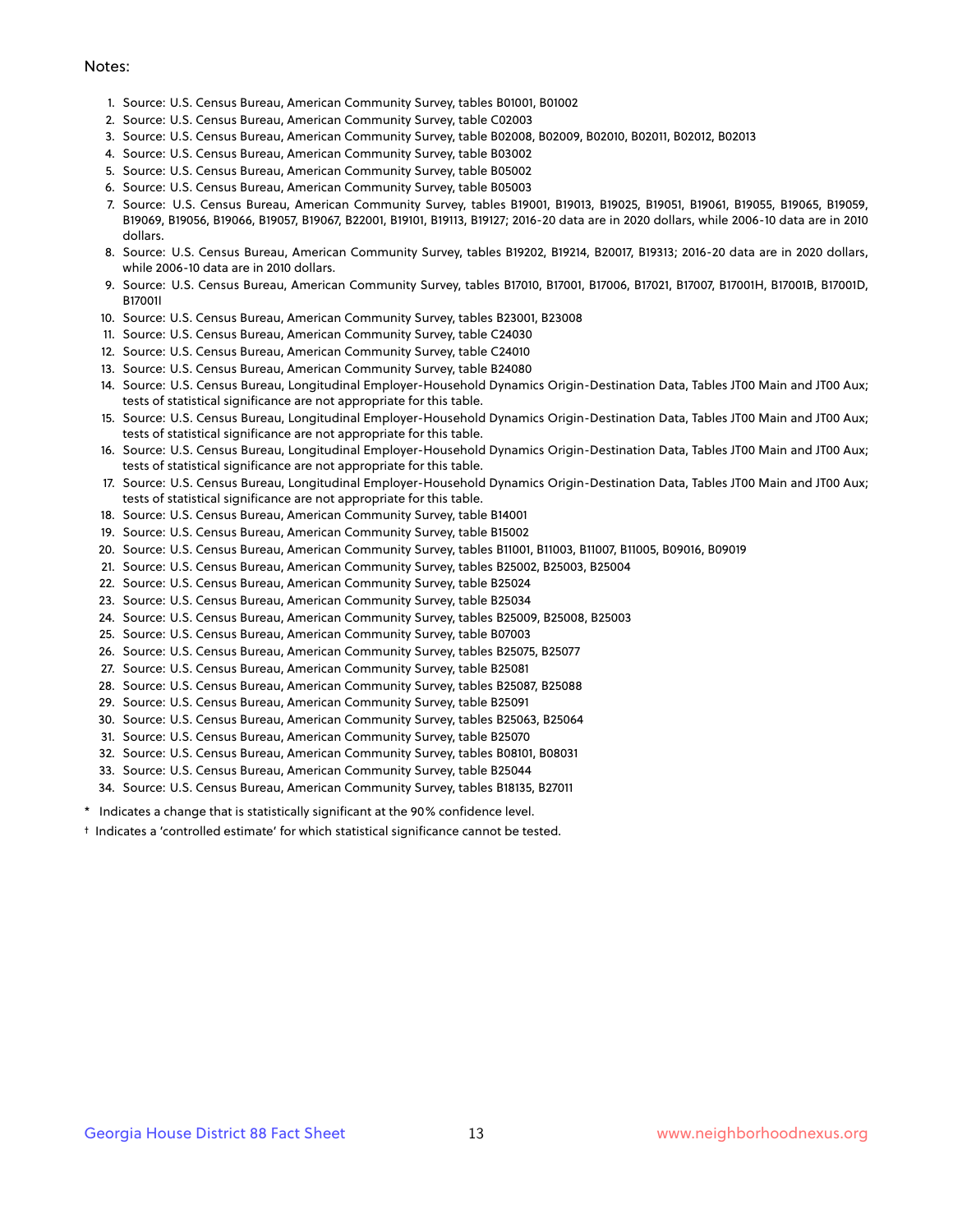Notes:

1. Source: U.S. Census Bureau, American Community Survey, tables B01001, B01002
2. Source: U.S. Census Bureau, American Community Survey, table C02003
3. Source: U.S. Census Bureau, American Community Survey, table B02008, B02009, B02010, B02011, B02012, B02013
4. Source: U.S. Census Bureau, American Community Survey, table B03002
5. Source: U.S. Census Bureau, American Community Survey, table B05002
6. Source: U.S. Census Bureau, American Community Survey, table B05003
7. Source: U.S. Census Bureau, American Community Survey, tables B19001, B19013, B19025, B19051, B19061, B19055, B19065, B19059, B19069, B19056, B19066, B19057, B19067, B22001, B19101, B19113, B19127; 2016-20 data are in 2020 dollars, while 2006-10 data are in 2010 dollars.
8. Source: U.S. Census Bureau, American Community Survey, tables B19202, B19214, B20017, B19313; 2016-20 data are in 2020 dollars, while 2006-10 data are in 2010 dollars.
9. Source: U.S. Census Bureau, American Community Survey, tables B17010, B17001, B17006, B17021, B17007, B17001H, B17001B, B17001D, B17001I
10. Source: U.S. Census Bureau, American Community Survey, tables B23001, B23008
11. Source: U.S. Census Bureau, American Community Survey, table C24030
12. Source: U.S. Census Bureau, American Community Survey, table C24010
13. Source: U.S. Census Bureau, American Community Survey, table B24080
14. Source: U.S. Census Bureau, Longitudinal Employer-Household Dynamics Origin-Destination Data, Tables JT00 Main and JT00 Aux; tests of statistical significance are not appropriate for this table.
15. Source: U.S. Census Bureau, Longitudinal Employer-Household Dynamics Origin-Destination Data, Tables JT00 Main and JT00 Aux; tests of statistical significance are not appropriate for this table.
16. Source: U.S. Census Bureau, Longitudinal Employer-Household Dynamics Origin-Destination Data, Tables JT00 Main and JT00 Aux; tests of statistical significance are not appropriate for this table.
17. Source: U.S. Census Bureau, Longitudinal Employer-Household Dynamics Origin-Destination Data, Tables JT00 Main and JT00 Aux; tests of statistical significance are not appropriate for this table.
18. Source: U.S. Census Bureau, American Community Survey, table B14001
19. Source: U.S. Census Bureau, American Community Survey, table B15002
20. Source: U.S. Census Bureau, American Community Survey, tables B11001, B11003, B11007, B11005, B09016, B09019
21. Source: U.S. Census Bureau, American Community Survey, tables B25002, B25003, B25004
22. Source: U.S. Census Bureau, American Community Survey, table B25024
23. Source: U.S. Census Bureau, American Community Survey, table B25034
24. Source: U.S. Census Bureau, American Community Survey, tables B25009, B25008, B25003
25. Source: U.S. Census Bureau, American Community Survey, table B07003
26. Source: U.S. Census Bureau, American Community Survey, tables B25075, B25077
27. Source: U.S. Census Bureau, American Community Survey, table B25081
28. Source: U.S. Census Bureau, American Community Survey, tables B25087, B25088
29. Source: U.S. Census Bureau, American Community Survey, table B25091
30. Source: U.S. Census Bureau, American Community Survey, tables B25063, B25064
31. Source: U.S. Census Bureau, American Community Survey, table B25070
32. Source: U.S. Census Bureau, American Community Survey, tables B08101, B08031
33. Source: U.S. Census Bureau, American Community Survey, table B25044
34. Source: U.S. Census Bureau, American Community Survey, tables B18135, B27011

\* Indicates a change that is statistically significant at the 90% confidence level.

† Indicates a 'controlled estimate' for which statistical significance cannot be tested.